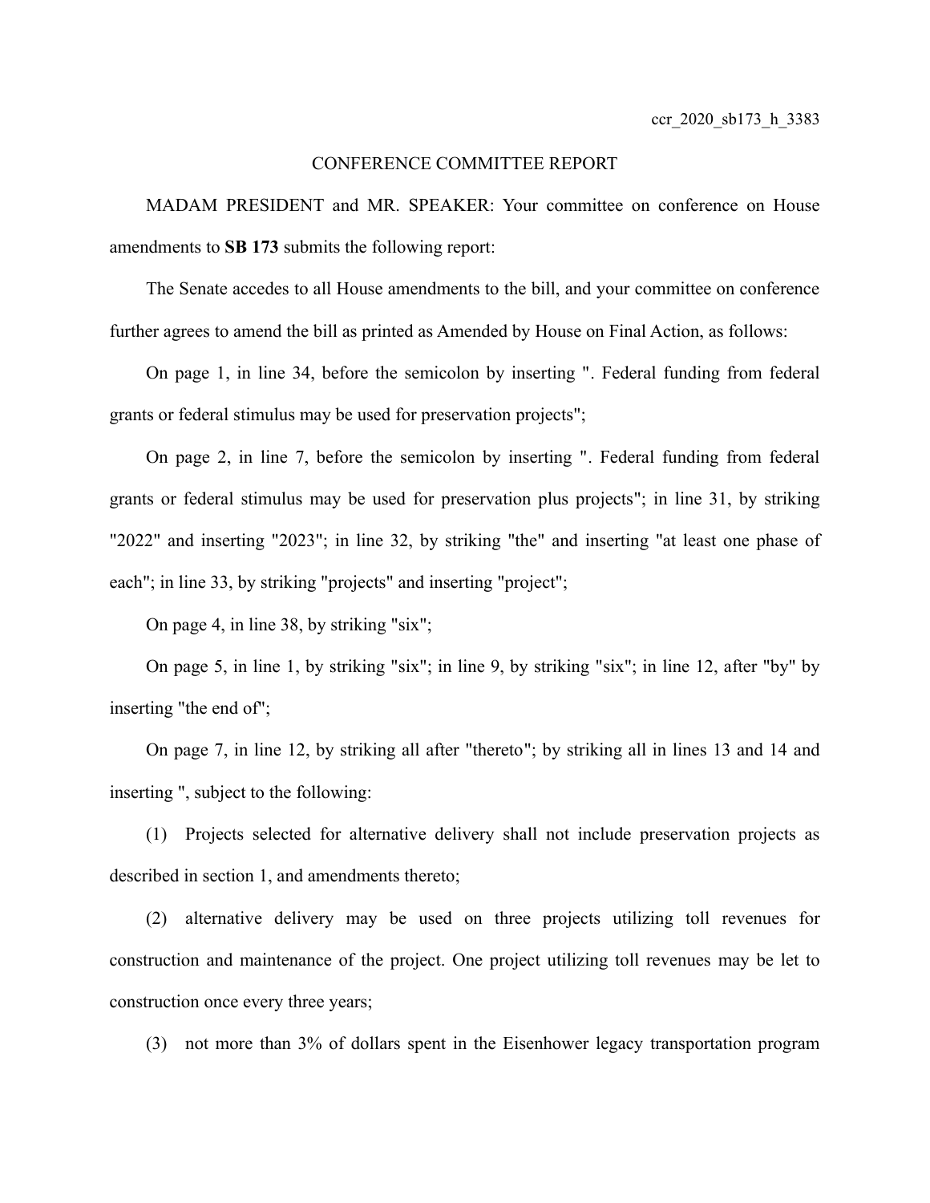ccr_2020_sb173_h_3383

# CONFERENCE COMMITTEE REPORT

MADAM PRESIDENT and MR. SPEAKER: Your committee on conference on House amendments to **SB 173** submits the following report:

The Senate accedes to all House amendments to the bill, and your committee on conference further agrees to amend the bill as printed as Amended by House on Final Action, as follows:

On page 1, in line 34, before the semicolon by inserting ". Federal funding from federal grants or federal stimulus may be used for preservation projects";

On page 2, in line 7, before the semicolon by inserting ". Federal funding from federal grants or federal stimulus may be used for preservation plus projects"; in line 31, by striking "2022" and inserting "2023"; in line 32, by striking "the" and inserting "at least one phase of each"; in line 33, by striking "projects" and inserting "project";

On page 4, in line 38, by striking "six";

On page 5, in line 1, by striking "six"; in line 9, by striking "six"; in line 12, after "by" by inserting "the end of";

On page 7, in line 12, by striking all after "thereto"; by striking all in lines 13 and 14 and inserting ", subject to the following:

(1) Projects selected for alternative delivery shall not include preservation projects as described in section 1, and amendments thereto;

(2) alternative delivery may be used on three projects utilizing toll revenues for construction and maintenance of the project. One project utilizing toll revenues may be let to construction once every three years;

(3) not more than 3% of dollars spent in the Eisenhower legacy transportation program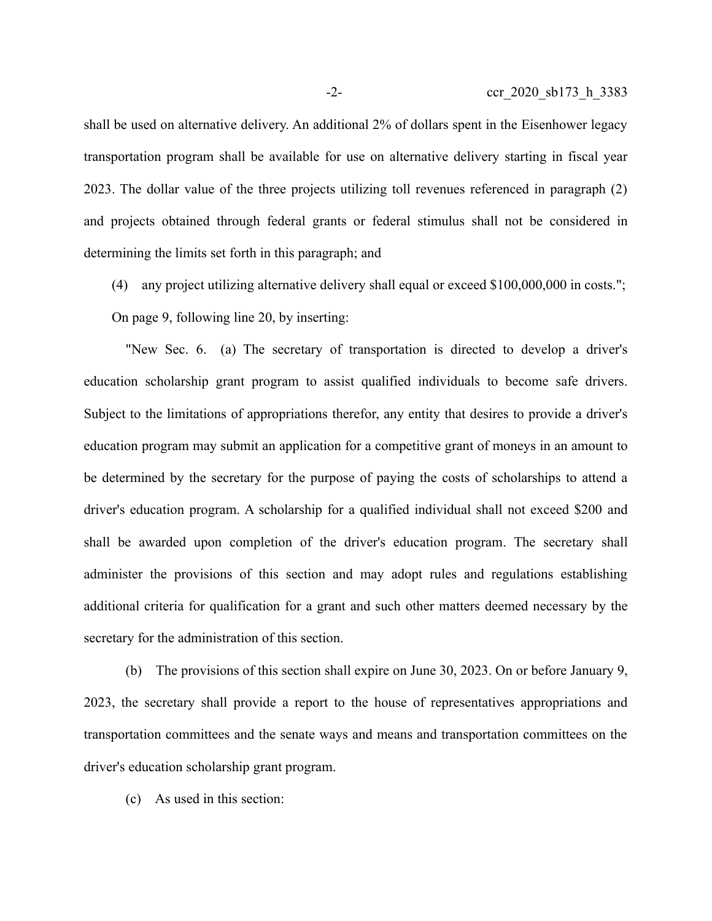shall be used on alternative delivery. An additional 2% of dollars spent in the Eisenhower legacy transportation program shall be available for use on alternative delivery starting in fiscal year 2023. The dollar value of the three projects utilizing toll revenues referenced in paragraph (2) and projects obtained through federal grants or federal stimulus shall not be considered in determining the limits set forth in this paragraph; and

(4) any project utilizing alternative delivery shall equal or exceed $100,000,000 in costs.";

On page 9, following line 20, by inserting:

"New Sec. 6. (a) The secretary of transportation is directed to develop a driver's education scholarship grant program to assist qualified individuals to become safe drivers. Subject to the limitations of appropriations therefor, any entity that desires to provide a driver's education program may submit an application for a competitive grant of moneys in an amount to be determined by the secretary for the purpose of paying the costs of scholarships to attend a driver's education program. A scholarship for a qualified individual shall not exceed $200 and shall be awarded upon completion of the driver's education program. The secretary shall administer the provisions of this section and may adopt rules and regulations establishing additional criteria for qualification for a grant and such other matters deemed necessary by the secretary for the administration of this section.

(b) The provisions of this section shall expire on June 30, 2023. On or before January 9, 2023, the secretary shall provide a report to the house of representatives appropriations and transportation committees and the senate ways and means and transportation committees on the driver's education scholarship grant program.

(c) As used in this section: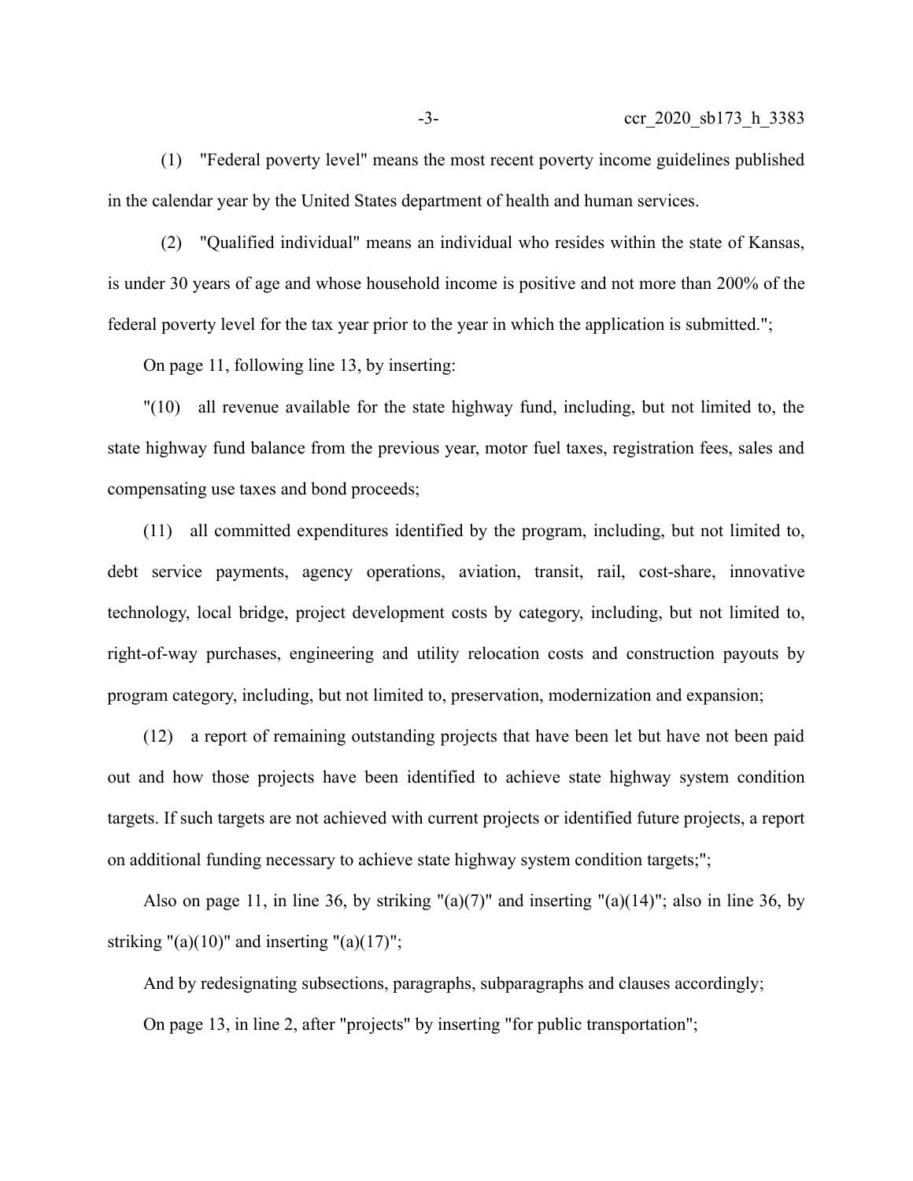(1) "Federal poverty level" means the most recent poverty income guidelines published in the calendar year by the United States department of health and human services.

(2) "Qualified individual" means an individual who resides within the state of Kansas, is under 30 years of age and whose household income is positive and not more than 200% of the federal poverty level for the tax year prior to the year in which the application is submitted.";

On page 11, following line 13, by inserting:

"(10) all revenue available for the state highway fund, including, but not limited to, the state highway fund balance from the previous year, motor fuel taxes, registration fees, sales and compensating use taxes and bond proceeds;

(11) all committed expenditures identified by the program, including, but not limited to, debt service payments, agency operations, aviation, transit, rail, cost-share, innovative technology, local bridge, project development costs by category, including, but not limited to, right-of-way purchases, engineering and utility relocation costs and construction payouts by program category, including, but not limited to, preservation, modernization and expansion;

(12) a report of remaining outstanding projects that have been let but have not been paid out and how those projects have been identified to achieve state highway system condition targets. If such targets are not achieved with current projects or identified future projects, a report on additional funding necessary to achieve state highway system condition targets;";

Also on page 11, in line 36, by striking "(a)(7)" and inserting "(a)(14)"; also in line 36, by striking "(a)(10)" and inserting "(a)(17)";

And by redesignating subsections, paragraphs, subparagraphs and clauses accordingly;

On page 13, in line 2, after "projects" by inserting "for public transportation";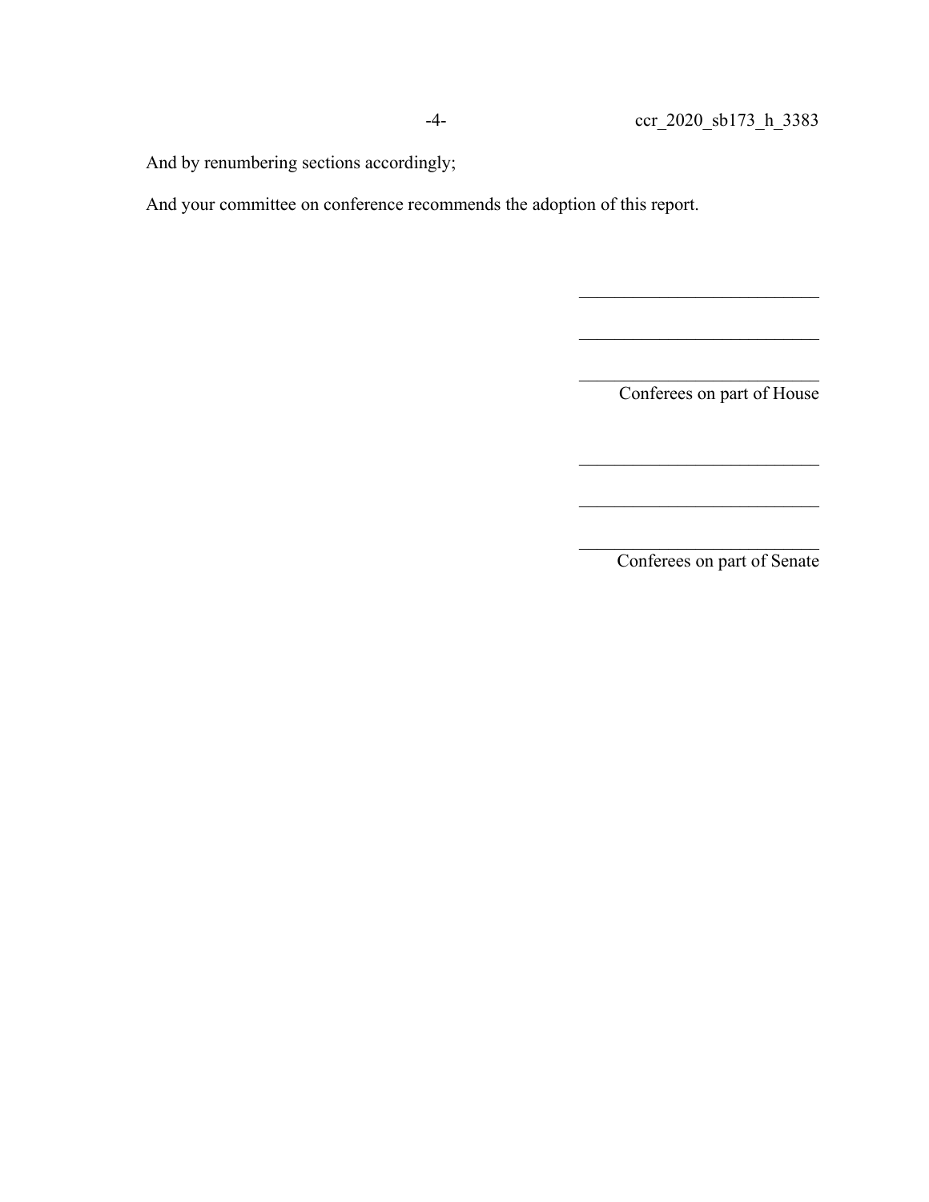And by renumbering sections accordingly;

And your committee on conference recommends the adoption of this report.

___________________________

___________________________

___________________________
Conferees on part of House

___________________________

___________________________

___________________________
Conferees on part of Senate